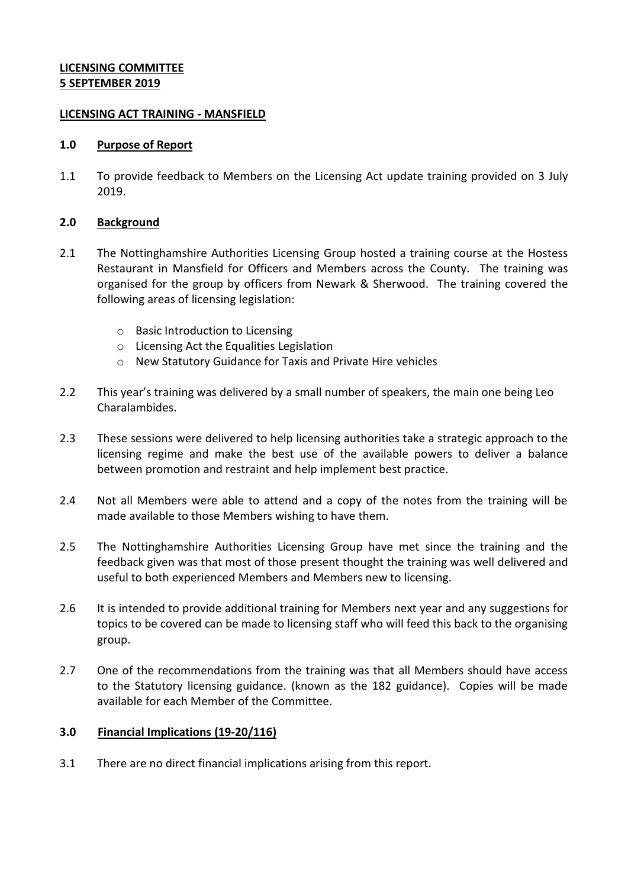**LICENSING COMMITTEE**
**5 SEPTEMBER 2019**

**LICENSING ACT TRAINING - MANSFIELD**

**1.0 Purpose of Report**

1.1 To provide feedback to Members on the Licensing Act update training provided on 3 July 2019.

**2.0 Background**

2.1 The Nottinghamshire Authorities Licensing Group hosted a training course at the Hostess Restaurant in Mansfield for Officers and Members across the County. The training was organised for the group by officers from Newark & Sherwood. The training covered the following areas of licensing legislation:

- Basic Introduction to Licensing
- Licensing Act the Equalities Legislation
- New Statutory Guidance for Taxis and Private Hire vehicles

2.2 This year's training was delivered by a small number of speakers, the main one being Leo Charalambides.

2.3 These sessions were delivered to help licensing authorities take a strategic approach to the licensing regime and make the best use of the available powers to deliver a balance between promotion and restraint and help implement best practice.

2.4 Not all Members were able to attend and a copy of the notes from the training will be made available to those Members wishing to have them.

2.5 The Nottinghamshire Authorities Licensing Group have met since the training and the feedback given was that most of those present thought the training was well delivered and useful to both experienced Members and Members new to licensing.

2.6 It is intended to provide additional training for Members next year and any suggestions for topics to be covered can be made to licensing staff who will feed this back to the organising group.

2.7 One of the recommendations from the training was that all Members should have access to the Statutory licensing guidance. (known as the 182 guidance). Copies will be made available for each Member of the Committee.

**3.0 Financial Implications (19-20/116)**

3.1 There are no direct financial implications arising from this report.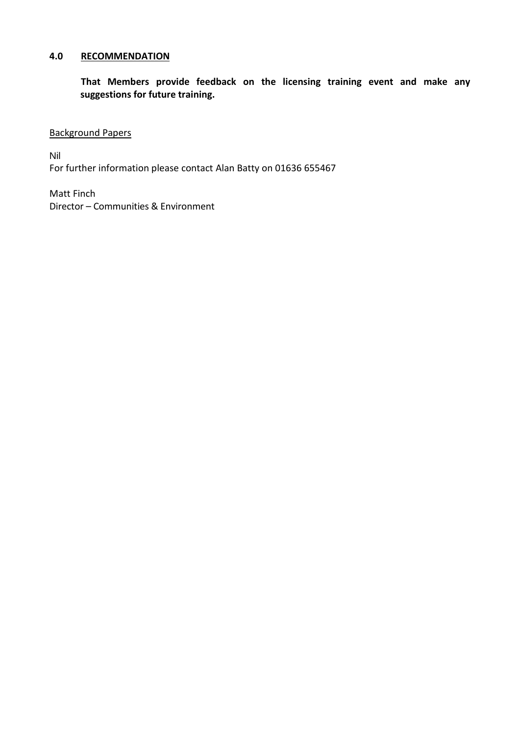## 4.0 RECOMMENDATION

**That Members provide feedback on the licensing training event and make any suggestions for future training.**

Background Papers

Nil

For further information please contact Alan Batty on 01636 655467

Matt Finch
Director – Communities & Environment